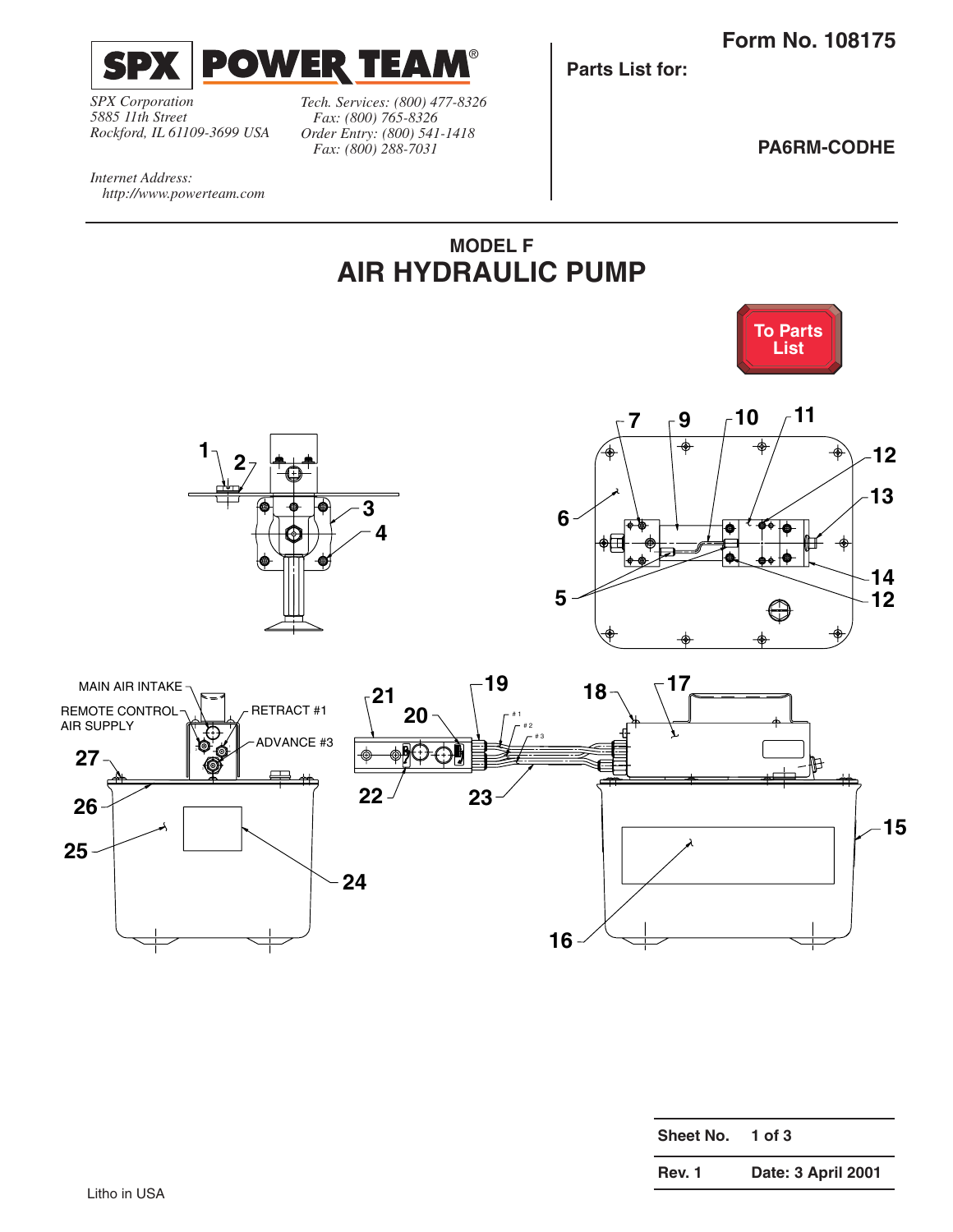**SPX POWER TEAM®**

*SPX Corporation*
*5885 11th Street*
*Rockford, IL 61109-3699 USA*

*Tech. Services: (800) 477-8326*
*Fax: (800) 765-8326*
*Order Entry: (800) 541-1418*
*Fax: (800) 288-7031*

*Internet Address:*
*http://www.powerteam.com*

**Form No. 108175**

**Parts List for:**

**PA6RM-CODHE**

## MODEL F
# AIR HYDRAULIC PUMP

To Parts List

MAIN AIR INTAKE
REMOTE CONTROL AIR SUPPLY
RETRACT #1
ADVANCE #3

1 2 3 4 5 6 7 9 10 11 12 13 14 12 15 16 17 18 19 20 21 22 23 24 25 26 27

| Sheet No. | 1 of 3 |
|---|---|
| Rev. 1 | Date: 3 April 2001 |

Litho in USA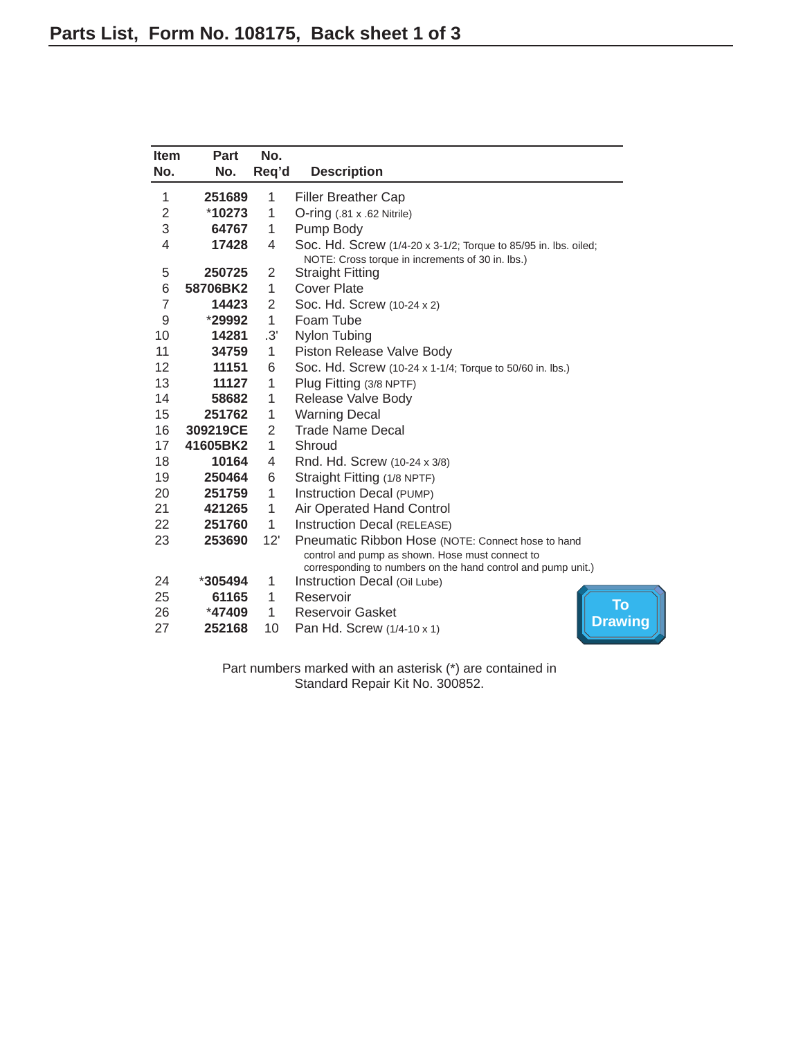## Parts List, Form No. 108175, Back sheet 1 of 3

| Item No. | Part No. | No. Req'd | Description |
|---|---|---|---|
| 1 | **251689** | 1 | Filler Breather Cap |
| 2 | ***10273** | 1 | O-ring (.81 x .62 Nitrile) |
| 3 | **64767** | 1 | Pump Body |
| 4 | **17428** | 4 | Soc. Hd. Screw (1/4-20 x 3-1/2; Torque to 85/95 in. lbs. oiled; NOTE: Cross torque in increments of 30 in. lbs.) |
| 5 | **250725** | 2 | Straight Fitting |
| 6 | **58706BK2** | 1 | Cover Plate |
| 7 | **14423** | 2 | Soc. Hd. Screw (10-24 x 2) |
| 9 | ***29992** | 1 | Foam Tube |
| 10 | **14281** | .3' | Nylon Tubing |
| 11 | **34759** | 1 | Piston Release Valve Body |
| 12 | **11151** | 6 | Soc. Hd. Screw (10-24 x 1-1/4; Torque to 50/60 in. lbs.) |
| 13 | **11127** | 1 | Plug Fitting (3/8 NPTF) |
| 14 | **58682** | 1 | Release Valve Body |
| 15 | **251762** | 1 | Warning Decal |
| 16 | **309219CE** | 2 | Trade Name Decal |
| 17 | **41605BK2** | 1 | Shroud |
| 18 | **10164** | 4 | Rnd. Hd. Screw (10-24 x 3/8) |
| 19 | **250464** | 6 | Straight Fitting (1/8 NPTF) |
| 20 | **251759** | 1 | Instruction Decal (PUMP) |
| 21 | **421265** | 1 | Air Operated Hand Control |
| 22 | **251760** | 1 | Instruction Decal (RELEASE) |
| 23 | **253690** | 12' | Pneumatic Ribbon Hose (NOTE: Connect hose to hand control and pump as shown. Hose must connect to corresponding to numbers on the hand control and pump unit.) |
| 24 | ***305494** | 1 | Instruction Decal (Oil Lube) |
| 25 | **61165** | 1 | Reservoir |
| 26 | ***47409** | 1 | Reservoir Gasket |
| 27 | **252168** | 10 | Pan Hd. Screw (1/4-10 x 1) |

To Drawing

Part numbers marked with an asterisk (*) are contained in Standard Repair Kit No. 300852.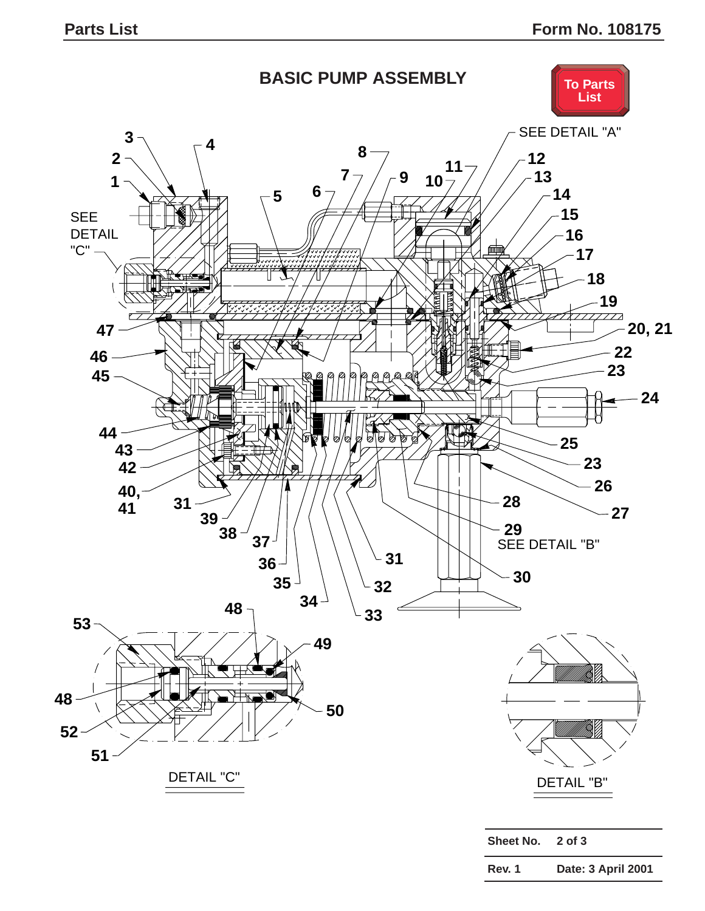# BASIC PUMP ASSEMBLY

To Parts List

SEE DETAIL "A"

SEE DETAIL "C"

1, 2, 3, 4, 5, 6, 7, 8, 9, 10, 11, 12, 13, 14, 15, 16, 17, 18, 19, 20, 21, 22, 23, 24, 25, 26, 27, 28, 29, 30, 31, 32, 33, 34, 35, 36, 37, 38, 39, 40, 41, 42, 43, 44, 45, 46, 47

SEE DETAIL "B"

48, 49, 50, 51, 52, 53

DETAIL "C"

DETAIL "B"

| Sheet No. | 2 of 3 |
|---|---|
| Rev. 1 | Date: 3 April 2001 |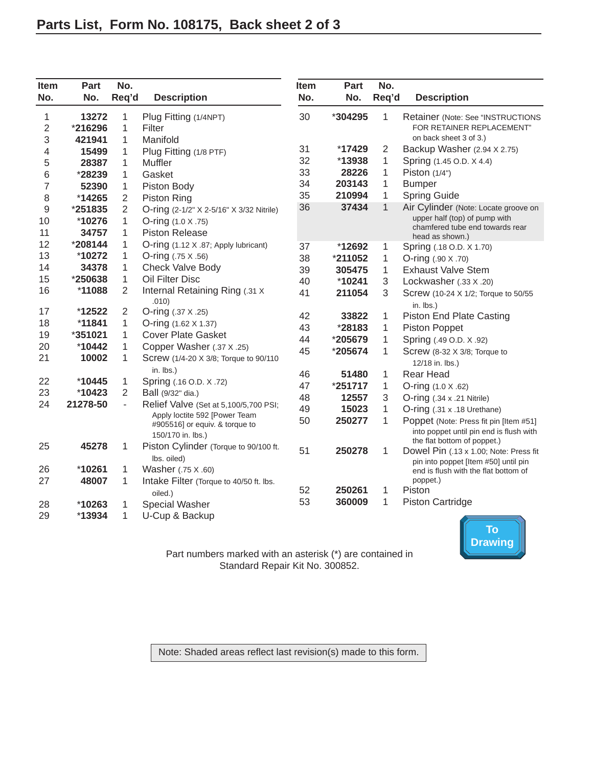# Parts List, Form No. 108175, Back sheet 2 of 3

| Item No. | Part No. | No. Req'd | Description |
|---|---|---|---|
| 1 | 13272 | 1 | Plug Fitting (1/4NPT) |
| 2 | *216296 | 1 | Filter |
| 3 | 421941 | 1 | Manifold |
| 4 | 15499 | 1 | Plug Fitting (1/8 PTF) |
| 5 | 28387 | 1 | Muffler |
| 6 | *28239 | 1 | Gasket |
| 7 | 52390 | 1 | Piston Body |
| 8 | *14265 | 2 | Piston Ring |
| 9 | *251835 | 2 | O-ring (2-1/2" X 2-5/16" X 3/32 Nitrile) |
| 10 | *10276 | 1 | O-ring (1.0 X .75) |
| 11 | 34757 | 1 | Piston Release |
| 12 | *208144 | 1 | O-ring (1.12 X .87; Apply lubricant) |
| 13 | *10272 | 1 | O-ring (.75 X .56) |
| 14 | 34378 | 1 | Check Valve Body |
| 15 | *250638 | 1 | Oil Filter Disc |
| 16 | *11088 | 2 | Internal Retaining Ring (.31 X .010) |
| 17 | *12522 | 2 | O-ring (.37 X .25) |
| 18 | *11841 | 1 | O-ring (1.62 X 1.37) |
| 19 | *351021 | 1 | Cover Plate Gasket |
| 20 | *10442 | 1 | Copper Washer (.37 X .25) |
| 21 | 10002 | 1 | Screw (1/4-20 X 3/8; Torque to 90/110 in. lbs.) |
| 22 | *10445 | 1 | Spring (.16 O.D. X .72) |
| 23 | *10423 | 2 | Ball (9/32" dia.) |
| 24 | 21278-50 | - | Relief Valve (Set at 5,100/5,700 PSI; Apply loctite 592 [Power Team #905516] or equiv. & torque to 150/170 in. lbs.) |
| 25 | 45278 | 1 | Piston Cylinder (Torque to 90/100 ft. lbs. oiled) |
| 26 | *10261 | 1 | Washer (.75 X .60) |
| 27 | 48007 | 1 | Intake Filter (Torque to 40/50 ft. lbs. oiled.) |
| 28 | *10263 | 1 | Special Washer |
| 29 | *13934 | 1 | U-Cup & Backup |
| 30 | *304295 | 1 | Retainer (Note: See "INSTRUCTIONS FOR RETAINER REPLACEMENT" on back sheet 3 of 3.) |
| 31 | *17429 | 2 | Backup Washer (2.94 X 2.75) |
| 32 | *13938 | 1 | Spring (1.45 O.D. X 4.4) |
| 33 | 28226 | 1 | Piston (1/4") |
| 34 | 203143 | 1 | Bumper |
| 35 | 210994 | 1 | Spring Guide |
| 36 | 37434 | 1 | Air Cylinder (Note: Locate groove on upper half (top) of pump with chamfered tube end towards rear head as shown.) |
| 37 | *12692 | 1 | Spring (.18 O.D. X 1.70) |
| 38 | *211052 | 1 | O-ring (.90 X .70) |
| 39 | 305475 | 1 | Exhaust Valve Stem |
| 40 | *10241 | 3 | Lockwasher (.33 X .20) |
| 41 | 211054 | 3 | Screw (10-24 X 1/2; Torque to 50/55 in. lbs.) |
| 42 | 33822 | 1 | Piston End Plate Casting |
| 43 | *28183 | 1 | Piston Poppet |
| 44 | *205679 | 1 | Spring (.49 O.D. X .92) |
| 45 | *205674 | 1 | Screw (8-32 X 3/8; Torque to 12/18 in. lbs.) |
| 46 | 51480 | 1 | Rear Head |
| 47 | *251717 | 1 | O-ring (1.0 X .62) |
| 48 | 12557 | 3 | O-ring (.34 x .21 Nitrile) |
| 49 | 15023 | 1 | O-ring (.31 x .18 Urethane) |
| 50 | 250277 | 1 | Poppet (Note: Press fit pin [Item #51] into poppet until pin end is flush with the flat bottom of poppet.) |
| 51 | 250278 | 1 | Dowel Pin (.13 x 1.00; Note: Press fit pin into poppet [Item #50] until pin end is flush with the flat bottom of poppet.) |
| 52 | 250261 | 1 | Piston |
| 53 | 360009 | 1 | Piston Cartridge |

To Drawing

Part numbers marked with an asterisk (*) are contained in Standard Repair Kit No. 300852.

Note: Shaded areas reflect last revision(s) made to this form.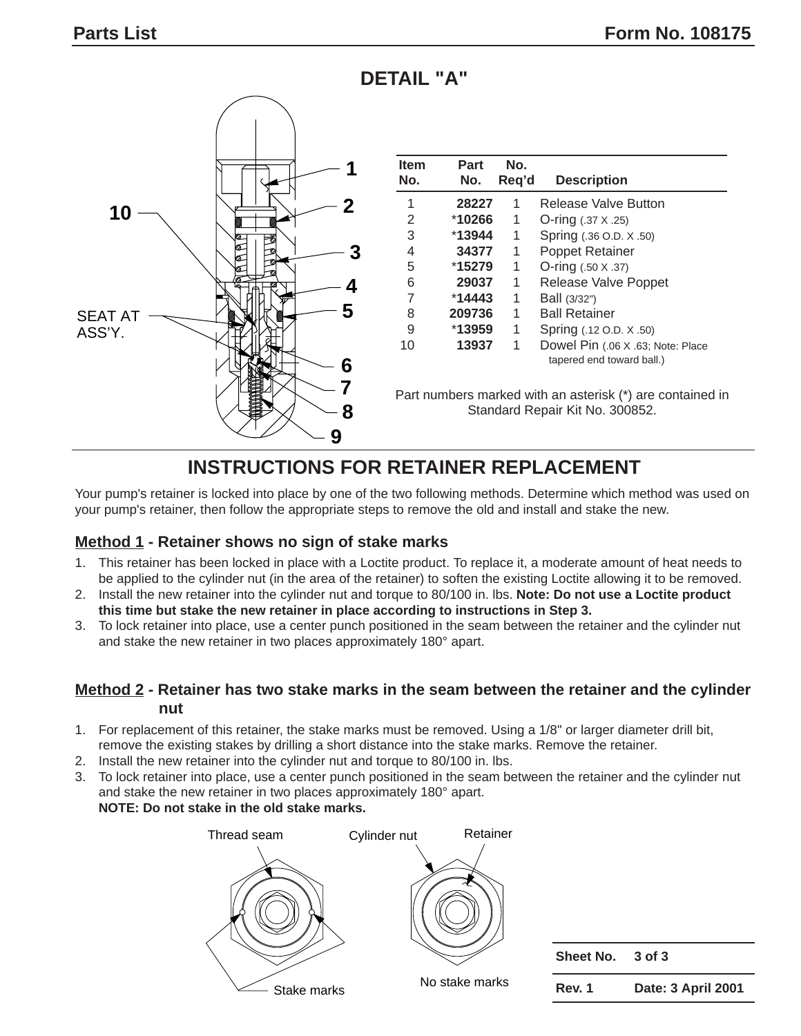## DETAIL "A"

1
2
10
3
4
5
SEAT AT ASS'Y.
6
7
8
9

| Item No. | Part No. | No. Req'd | Description |
|---|---|---|---|
| 1 | 28227 | 1 | Release Valve Button |
| 2 | *10266 | 1 | O-ring (.37 X .25) |
| 3 | *13944 | 1 | Spring (.36 O.D. X .50) |
| 4 | 34377 | 1 | Poppet Retainer |
| 5 | *15279 | 1 | O-ring (.50 X .37) |
| 6 | 29037 | 1 | Release Valve Poppet |
| 7 | *14443 | 1 | Ball (3/32") |
| 8 | 209736 | 1 | Ball Retainer |
| 9 | *13959 | 1 | Spring (.12 O.D. X .50) |
| 10 | 13937 | 1 | Dowel Pin (.06 X .63; Note: Place tapered end toward ball.) |

Part numbers marked with an asterisk (*) are contained in Standard Repair Kit No. 300852.

## INSTRUCTIONS FOR RETAINER REPLACEMENT

Your pump's retainer is locked into place by one of the two following methods. Determine which method was used on your pump's retainer, then follow the appropriate steps to remove the old and install and stake the new.

### Method 1 - Retainer shows no sign of stake marks

1. This retainer has been locked in place with a Loctite product. To replace it, a moderate amount of heat needs to be applied to the cylinder nut (in the area of the retainer) to soften the existing Loctite allowing it to be removed.
2. Install the new retainer into the cylinder nut and torque to 80/100 in. lbs. **Note: Do not use a Loctite product this time but stake the new retainer in place according to instructions in Step 3.**
3. To lock retainer into place, use a center punch positioned in the seam between the retainer and the cylinder nut and stake the new retainer in two places approximately 180° apart.

### Method 2 - Retainer has two stake marks in the seam between the retainer and the cylinder nut

1. For replacement of this retainer, the stake marks must be removed. Using a 1/8" or larger diameter drill bit, remove the existing stakes by drilling a short distance into the stake marks. Remove the retainer.
2. Install the new retainer into the cylinder nut and torque to 80/100 in. lbs.
3. To lock retainer into place, use a center punch positioned in the seam between the retainer and the cylinder nut and stake the new retainer in two places approximately 180° apart.
   **NOTE: Do not stake in the old stake marks.**

Thread seam
Cylinder nut
Retainer
Stake marks
No stake marks

| | |
|---|---|
| **Sheet No.** | **3 of 3** |
| **Rev. 1** | **Date: 3 April 2001** |